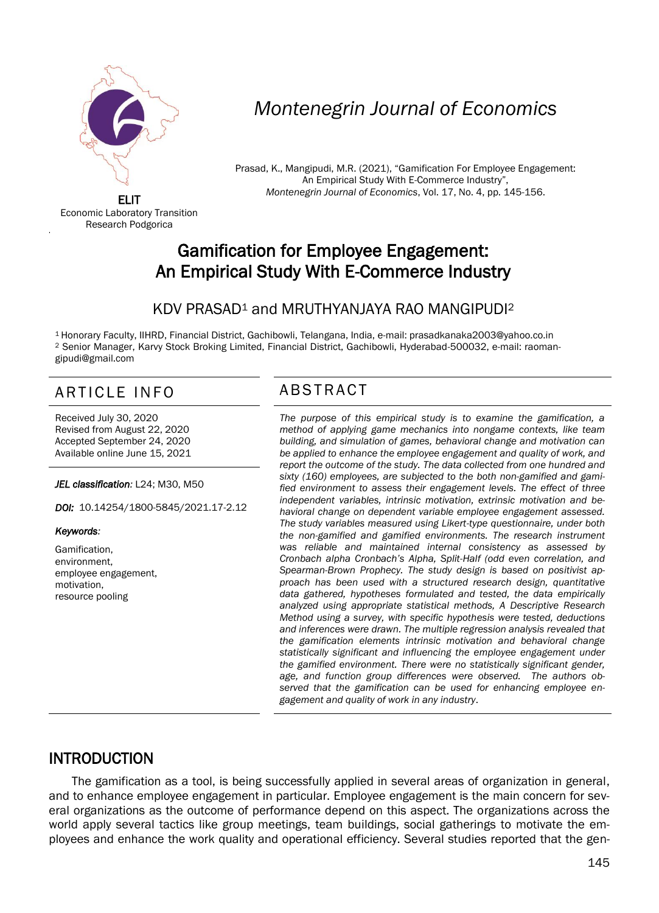ELIT
Economic Laboratory Transition Research Podgorica

*Montenegrin Journal of Economics*

Prasad, K., Mangipudi, M.R. (2021), "Gamification For Employee Engagement: An Empirical Study With E-Commerce Industry", *Montenegrin Journal of Economics*, Vol. 17, No. 4, pp. 145-156.

# Gamification for Employee Engagement: An Empirical Study With E-Commerce Industry

KDV PRASAD[1] and MRUTHYANJAYA RAO MANGIPUDI[2]

[1] Honorary Faculty, IIHRD, Financial District, Gachibowli, Telangana, India, e-mail: prasadkanaka2003@yahoo.co.in
[2] Senior Manager, Karvy Stock Broking Limited, Financial District, Gachibowli, Hyderabad-500032, e-mail: raomangipudi@gmail.com

## ARTICLE INFO

Received July 30, 2020
Revised from August 22, 2020
Accepted September 24, 2020
Available online June 15, 2021

***JEL classification:*** L24; M30, M50

***DOI:*** 10.14254/1800-5845/2021.17-2.12

***Keywords:***

Gamification,
environment,
employee engagement,
motivation,
resource pooling

## ABSTRACT

*The purpose of this empirical study is to examine the gamification, a method of applying game mechanics into nongame contexts, like team building, and simulation of games, behavioral change and motivation can be applied to enhance the employee engagement and quality of work, and report the outcome of the study. The data collected from one hundred and sixty (160) employees, are subjected to the both non-gamified and gamified environment to assess their engagement levels. The effect of three independent variables, intrinsic motivation, extrinsic motivation and behavioral change on dependent variable employee engagement assessed. The study variables measured using Likert-type questionnaire, under both the non-gamified and gamified environments. The research instrument was reliable and maintained internal consistency as assessed by Cronbach alpha Cronbach's Alpha, Split-Half (odd even correlation, and Spearman-Brown Prophecy. The study design is based on positivist approach has been used with a structured research design, quantitative data gathered, hypotheses formulated and tested, the data empirically analyzed using appropriate statistical methods, A Descriptive Research Method using a survey, with specific hypothesis were tested, deductions and inferences were drawn. The multiple regression analysis revealed that the gamification elements intrinsic motivation and behavioral change statistically significant and influencing the employee engagement under the gamified environment. There were no statistically significant gender, age, and function group differences were observed. The authors observed that the gamification can be used for enhancing employee engagement and quality of work in any industry.*

## INTRODUCTION

The gamification as a tool, is being successfully applied in several areas of organization in general, and to enhance employee engagement in particular. Employee engagement is the main concern for several organizations as the outcome of performance depend on this aspect. The organizations across the world apply several tactics like group meetings, team buildings, social gatherings to motivate the employees and enhance the work quality and operational efficiency. Several studies reported that the gen-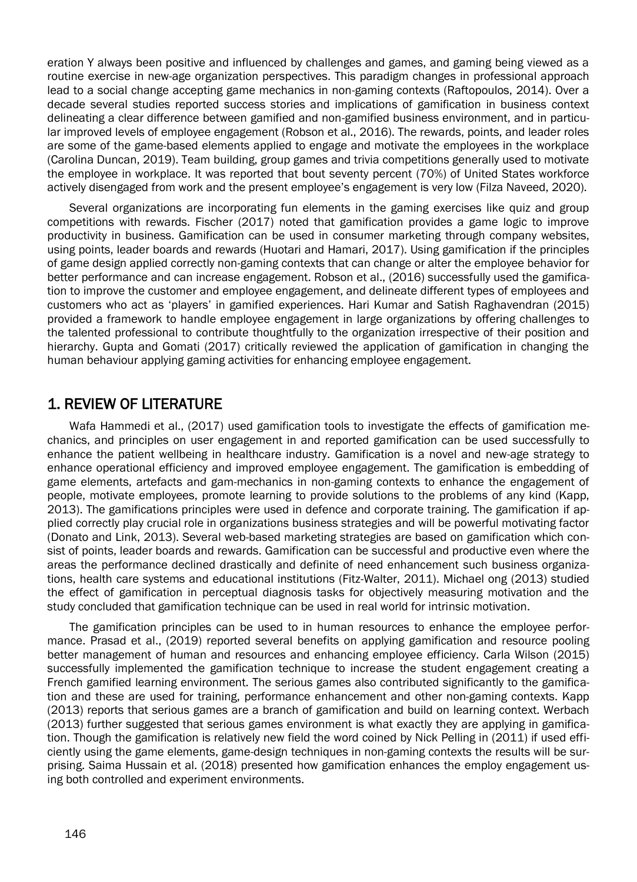eration Y always been positive and influenced by challenges and games, and gaming being viewed as a routine exercise in new-age organization perspectives. This paradigm changes in professional approach lead to a social change accepting game mechanics in non-gaming contexts (Raftopoulos, 2014). Over a decade several studies reported success stories and implications of gamification in business context delineating a clear difference between gamified and non-gamified business environment, and in particular improved levels of employee engagement (Robson et al., 2016). The rewards, points, and leader roles are some of the game-based elements applied to engage and motivate the employees in the workplace (Carolina Duncan, 2019). Team building, group games and trivia competitions generally used to motivate the employee in workplace. It was reported that bout seventy percent (70%) of United States workforce actively disengaged from work and the present employee's engagement is very low (Filza Naveed, 2020).

Several organizations are incorporating fun elements in the gaming exercises like quiz and group competitions with rewards. Fischer (2017) noted that gamification provides a game logic to improve productivity in business. Gamification can be used in consumer marketing through company websites, using points, leader boards and rewards (Huotari and Hamari, 2017). Using gamification if the principles of game design applied correctly non-gaming contexts that can change or alter the employee behavior for better performance and can increase engagement. Robson et al., (2016) successfully used the gamification to improve the customer and employee engagement, and delineate different types of employees and customers who act as 'players' in gamified experiences. Hari Kumar and Satish Raghavendran (2015) provided a framework to handle employee engagement in large organizations by offering challenges to the talented professional to contribute thoughtfully to the organization irrespective of their position and hierarchy. Gupta and Gomati (2017) critically reviewed the application of gamification in changing the human behaviour applying gaming activities for enhancing employee engagement.

## 1. REVIEW OF LITERATURE

Wafa Hammedi et al., (2017) used gamification tools to investigate the effects of gamification mechanics, and principles on user engagement in and reported gamification can be used successfully to enhance the patient wellbeing in healthcare industry. Gamification is a novel and new-age strategy to enhance operational efficiency and improved employee engagement. The gamification is embedding of game elements, artefacts and gam-mechanics in non-gaming contexts to enhance the engagement of people, motivate employees, promote learning to provide solutions to the problems of any kind (Kapp, 2013). The gamifications principles were used in defence and corporate training. The gamification if applied correctly play crucial role in organizations business strategies and will be powerful motivating factor (Donato and Link, 2013). Several web-based marketing strategies are based on gamification which consist of points, leader boards and rewards. Gamification can be successful and productive even where the areas the performance declined drastically and definite of need enhancement such business organizations, health care systems and educational institutions (Fitz-Walter, 2011). Michael ong (2013) studied the effect of gamification in perceptual diagnosis tasks for objectively measuring motivation and the study concluded that gamification technique can be used in real world for intrinsic motivation.

The gamification principles can be used to in human resources to enhance the employee performance. Prasad et al., (2019) reported several benefits on applying gamification and resource pooling better management of human and resources and enhancing employee efficiency. Carla Wilson (2015) successfully implemented the gamification technique to increase the student engagement creating a French gamified learning environment. The serious games also contributed significantly to the gamification and these are used for training, performance enhancement and other non-gaming contexts. Kapp (2013) reports that serious games are a branch of gamification and build on learning context. Werbach (2013) further suggested that serious games environment is what exactly they are applying in gamification. Though the gamification is relatively new field the word coined by Nick Pelling in (2011) if used efficiently using the game elements, game-design techniques in non-gaming contexts the results will be surprising. Saima Hussain et al. (2018) presented how gamification enhances the employ engagement using both controlled and experiment environments.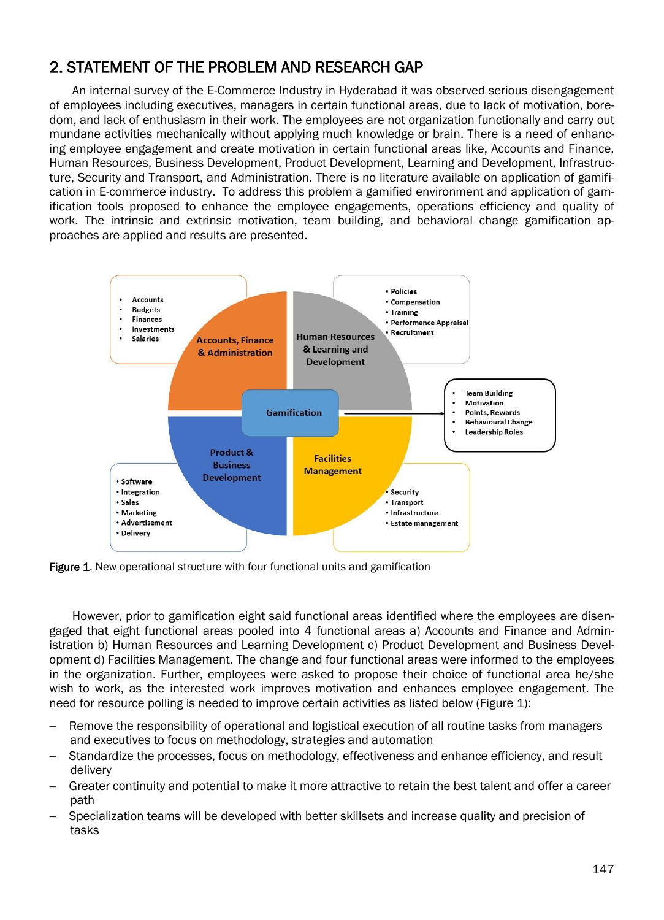## 2. STATEMENT OF THE PROBLEM AND RESEARCH GAP

An internal survey of the E-Commerce Industry in Hyderabad it was observed serious disengagement of employees including executives, managers in certain functional areas, due to lack of motivation, boredom, and lack of enthusiasm in their work. The employees are not organization functionally and carry out mundane activities mechanically without applying much knowledge or brain. There is a need of enhancing employee engagement and create motivation in certain functional areas like, Accounts and Finance, Human Resources, Business Development, Product Development, Learning and Development, Infrastructure, Security and Transport, and Administration. There is no literature available on application of gamification in E-commerce industry. To address this problem a gamified environment and application of gamification tools proposed to enhance the employee engagements, operations efficiency and quality of work. The intrinsic and extrinsic motivation, team building, and behavioral change gamification approaches are applied and results are presented.

- Accounts
- Budgets
- Finances
- Investments
- Salaries

Accounts, Finance & Administration

Human Resources & Learning and Development

- Policies
- Compensation
- Training
- Performance Appraisal
- Recruitment

Gamification

- Team Building
- Motivation
- Points, Rewards
- Behavioural Change
- Leadership Roles

Product & Business Development

Facilities Management

- Software
- Integration
- Sales
- Marketing
- Advertisement
- Delivery

- Security
- Transport
- Infrastructure
- Estate management

**Figure 1**. New operational structure with four functional units and gamification

However, prior to gamification eight said functional areas identified where the employees are disengaged that eight functional areas pooled into 4 functional areas a) Accounts and Finance and Administration b) Human Resources and Learning Development c) Product Development and Business Development d) Facilities Management. The change and four functional areas were informed to the employees in the organization. Further, employees were asked to propose their choice of functional area he/she wish to work, as the interested work improves motivation and enhances employee engagement. The need for resource polling is needed to improve certain activities as listed below (Figure 1):

- Remove the responsibility of operational and logistical execution of all routine tasks from managers and executives to focus on methodology, strategies and automation
- Standardize the processes, focus on methodology, effectiveness and enhance efficiency, and result delivery
- Greater continuity and potential to make it more attractive to retain the best talent and offer a career path
- Specialization teams will be developed with better skillsets and increase quality and precision of tasks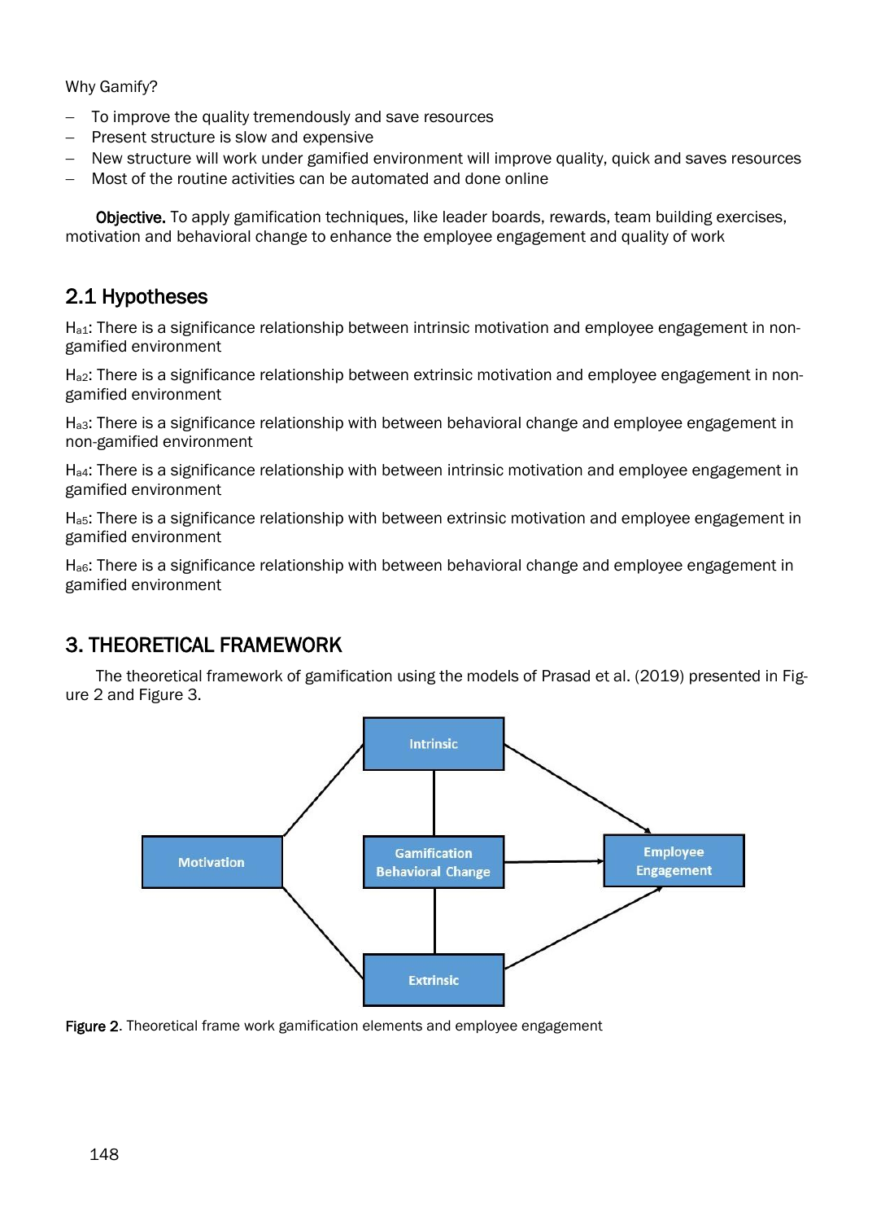Why Gamify?

- To improve the quality tremendously and save resources
- Present structure is slow and expensive
- New structure will work under gamified environment will improve quality, quick and saves resources
- Most of the routine activities can be automated and done online

**Objective.** To apply gamification techniques, like leader boards, rewards, team building exercises, motivation and behavioral change to enhance the employee engagement and quality of work

## 2.1 Hypotheses

$H_{a1}$: There is a significance relationship between intrinsic motivation and employee engagement in non-gamified environment

$H_{a2}$: There is a significance relationship between extrinsic motivation and employee engagement in non-gamified environment

$H_{a3}$: There is a significance relationship with between behavioral change and employee engagement in non-gamified environment

$H_{a4}$: There is a significance relationship with between intrinsic motivation and employee engagement in gamified environment

$H_{a5}$: There is a significance relationship with between extrinsic motivation and employee engagement in gamified environment

$H_{a6}$: There is a significance relationship with between behavioral change and employee engagement in gamified environment

# 3. THEORETICAL FRAMEWORK

The theoretical framework of gamification using the models of Prasad et al. (2019) presented in Figure 2 and Figure 3.

Intrinsic

Motivation

Gamification Behavioral Change

Employee Engagement

Extrinsic

**Figure 2**. Theoretical frame work gamification elements and employee engagement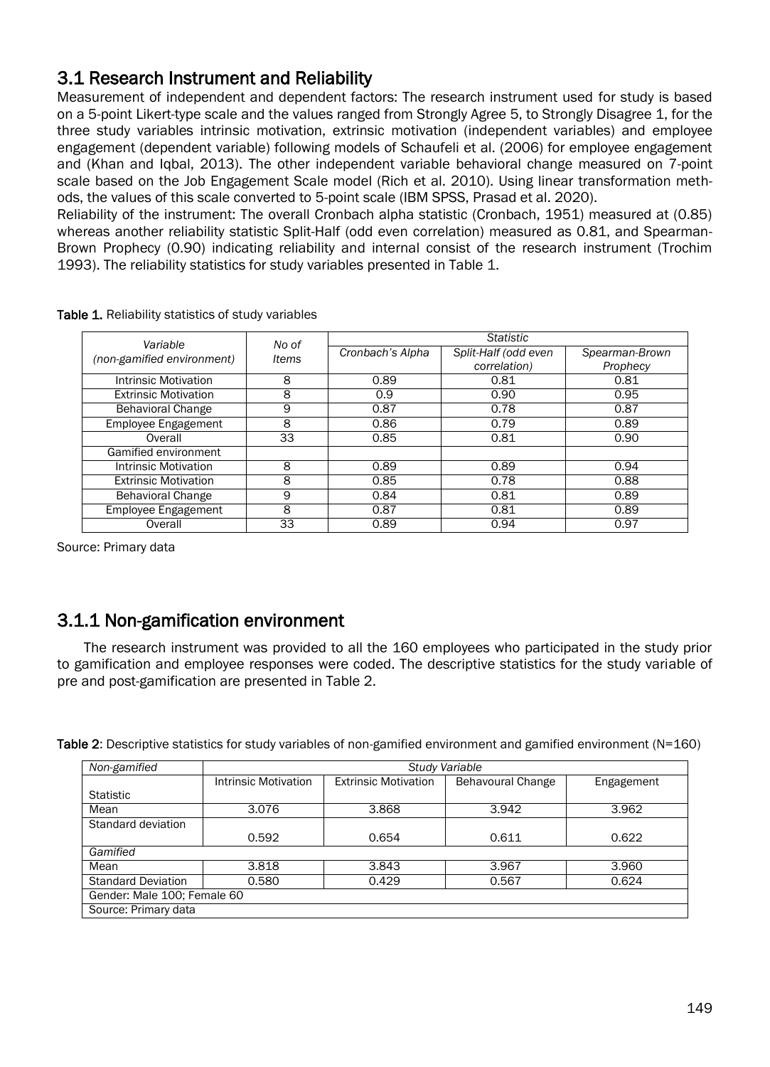## 3.1 Research Instrument and Reliability

Measurement of independent and dependent factors: The research instrument used for study is based on a 5-point Likert-type scale and the values ranged from Strongly Agree 5, to Strongly Disagree 1, for the three study variables intrinsic motivation, extrinsic motivation (independent variables) and employee engagement (dependent variable) following models of Schaufeli et al. (2006) for employee engagement and (Khan and Iqbal, 2013). The other independent variable behavioral change measured on 7-point scale based on the Job Engagement Scale model (Rich et al. 2010). Using linear transformation methods, the values of this scale converted to 5-point scale (IBM SPSS, Prasad et al. 2020).

Reliability of the instrument: The overall Cronbach alpha statistic (Cronbach, 1951) measured at (0.85) whereas another reliability statistic Split-Half (odd even correlation) measured as 0.81, and Spearman-Brown Prophecy (0.90) indicating reliability and internal consist of the research instrument (Trochim 1993). The reliability statistics for study variables presented in Table 1.

**Table 1.** Reliability statistics of study variables

| *Variable (non-gamified environment)* | *No of Items* | *Statistic* | | |
|---|---|---|---|---|
| | | *Cronbach's Alpha* | *Split-Half (odd even correlation)* | *Spearman-Brown Prophecy* |
| Intrinsic Motivation | 8 | 0.89 | 0.81 | 0.81 |
| Extrinsic Motivation | 8 | 0.9 | 0.90 | 0.95 |
| Behavioral Change | 9 | 0.87 | 0.78 | 0.87 |
| Employee Engagement | 8 | 0.86 | 0.79 | 0.89 |
| Overall | 33 | 0.85 | 0.81 | 0.90 |
| Gamified environment | | | | |
| Intrinsic Motivation | 8 | 0.89 | 0.89 | 0.94 |
| Extrinsic Motivation | 8 | 0.85 | 0.78 | 0.88 |
| Behavioral Change | 9 | 0.84 | 0.81 | 0.89 |
| Employee Engagement | 8 | 0.87 | 0.81 | 0.89 |
| Overall | 33 | 0.89 | 0.94 | 0.97 |

Source: Primary data

### 3.1.1 Non-gamification environment

The research instrument was provided to all the 160 employees who participated in the study prior to gamification and employee responses were coded. The descriptive statistics for the study variable of pre and post-gamification are presented in Table 2.

**Table 2**: Descriptive statistics for study variables of non-gamified environment and gamified environment (N=160)

| *Non-gamified* | *Study Variable* | | | |
|---|---|---|---|---|
| Statistic | Intrinsic Motivation | Extrinsic Motivation | Behavoural Change | Engagement |
| Mean | 3.076 | 3.868 | 3.942 | 3.962 |
| Standard deviation | 0.592 | 0.654 | 0.611 | 0.622 |
| *Gamified* | | | | |
| Mean | 3.818 | 3.843 | 3.967 | 3.960 |
| Standard Deviation | 0.580 | 0.429 | 0.567 | 0.624 |
| Gender: Male 100; Female 60 | | | | |
| Source: Primary data | | | | |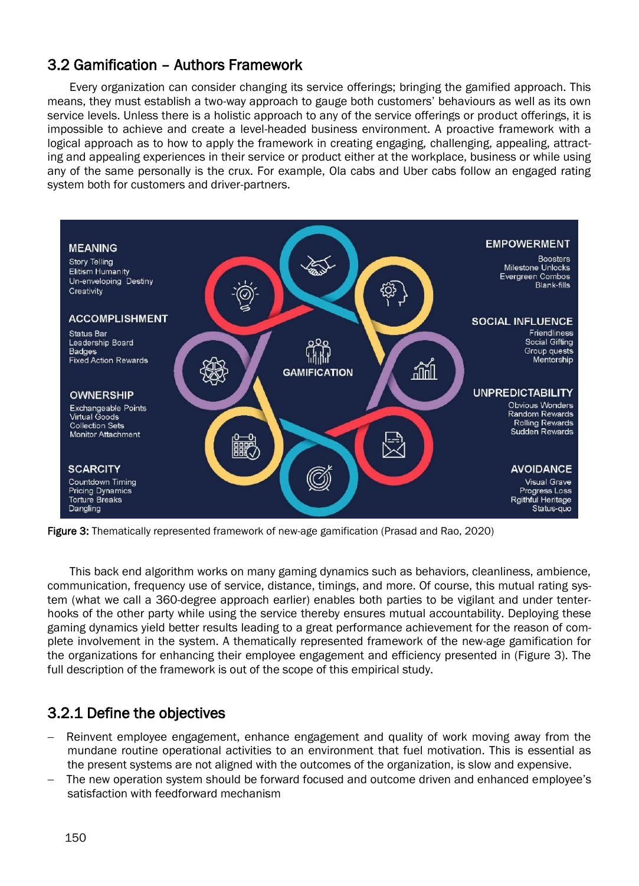## 3.2 Gamification – Authors Framework

Every organization can consider changing its service offerings; bringing the gamified approach. This means, they must establish a two-way approach to gauge both customers' behaviours as well as its own service levels. Unless there is a holistic approach to any of the service offerings or product offerings, it is impossible to achieve and create a level-headed business environment. A proactive framework with a logical approach as to how to apply the framework in creating engaging, challenging, appealing, attracting and appealing experiences in their service or product either at the workplace, business or while using any of the same personally is the crux. For example, Ola cabs and Uber cabs follow an engaged rating system both for customers and driver-partners.

MEANING
Story Telling
Elitism Humanity
Un-enveloping Destiny
Creativity

ACCOMPLISHMENT
Status Bar
Leadership Board
Badges
Fixed Action Rewards

OWNERSHIP
Exchangeable Points
Virtual Goods
Collection Sets
Monitor Attachment

SCARCITY
Countdown Timing
Pricing Dynamics
Torture Breaks
Dangling

GAMIFICATION

EMPOWERMENT
Boosters
Milestone Unlocks
Evergreen Combos
Blank-fills

SOCIAL INFLUENCE
Friendliness
Social Gifting
Group quests
Mentorship

UNPREDICTABILITY
Obvious Wonders
Random Rewards
Rolling Rewards
Sudden Rewards

AVOIDANCE
Visual Grave
Progress Loss
Rgithful Heritage
Status-quo

**Figure 3:** Thematically represented framework of new-age gamification (Prasad and Rao, 2020)

This back end algorithm works on many gaming dynamics such as behaviors, cleanliness, ambience, communication, frequency use of service, distance, timings, and more. Of course, this mutual rating system (what we call a 360-degree approach earlier) enables both parties to be vigilant and under tenterhooks of the other party while using the service thereby ensures mutual accountability. Deploying these gaming dynamics yield better results leading to a great performance achievement for the reason of complete involvement in the system. A thematically represented framework of the new-age gamification for the organizations for enhancing their employee engagement and efficiency presented in (Figure 3). The full description of the framework is out of the scope of this empirical study.

### 3.2.1 Define the objectives

- Reinvent employee engagement, enhance engagement and quality of work moving away from the mundane routine operational activities to an environment that fuel motivation. This is essential as the present systems are not aligned with the outcomes of the organization, is slow and expensive.
- The new operation system should be forward focused and outcome driven and enhanced employee's satisfaction with feedforward mechanism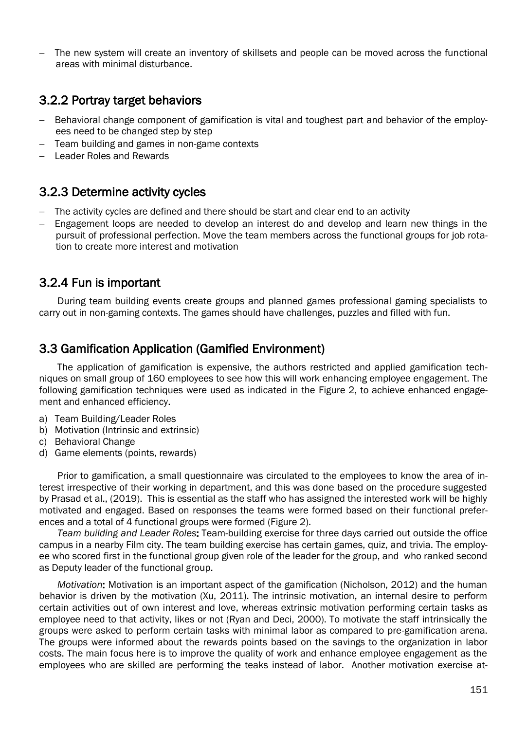- The new system will create an inventory of skillsets and people can be moved across the functional areas with minimal disturbance.

### 3.2.2 Portray target behaviors

- Behavioral change component of gamification is vital and toughest part and behavior of the employees need to be changed step by step
- Team building and games in non-game contexts
- Leader Roles and Rewards

### 3.2.3 Determine activity cycles

- The activity cycles are defined and there should be start and clear end to an activity
- Engagement loops are needed to develop an interest do and develop and learn new things in the pursuit of professional perfection. Move the team members across the functional groups for job rotation to create more interest and motivation

### 3.2.4 Fun is important

During team building events create groups and planned games professional gaming specialists to carry out in non-gaming contexts. The games should have challenges, puzzles and filled with fun.

## 3.3 Gamification Application (Gamified Environment)

The application of gamification is expensive, the authors restricted and applied gamification techniques on small group of 160 employees to see how this will work enhancing employee engagement. The following gamification techniques were used as indicated in the Figure 2, to achieve enhanced engagement and enhanced efficiency.

a) Team Building/Leader Roles
b) Motivation (Intrinsic and extrinsic)
c) Behavioral Change
d) Game elements (points, rewards)

Prior to gamification, a small questionnaire was circulated to the employees to know the area of interest irrespective of their working in department, and this was done based on the procedure suggested by Prasad et al., (2019). This is essential as the staff who has assigned the interested work will be highly motivated and engaged. Based on responses the teams were formed based on their functional preferences and a total of 4 functional groups were formed (Figure 2).

*Team building and Leader Roles*: Team-building exercise for three days carried out outside the office campus in a nearby Film city. The team building exercise has certain games, quiz, and trivia. The employee who scored first in the functional group given role of the leader for the group, and who ranked second as Deputy leader of the functional group.

*Motivation*: Motivation is an important aspect of the gamification (Nicholson, 2012) and the human behavior is driven by the motivation (Xu, 2011). The intrinsic motivation, an internal desire to perform certain activities out of own interest and love, whereas extrinsic motivation performing certain tasks as employee need to that activity, likes or not (Ryan and Deci, 2000). To motivate the staff intrinsically the groups were asked to perform certain tasks with minimal labor as compared to pre-gamification arena. The groups were informed about the rewards points based on the savings to the organization in labor costs. The main focus here is to improve the quality of work and enhance employee engagement as the employees who are skilled are performing the teaks instead of labor. Another motivation exercise at-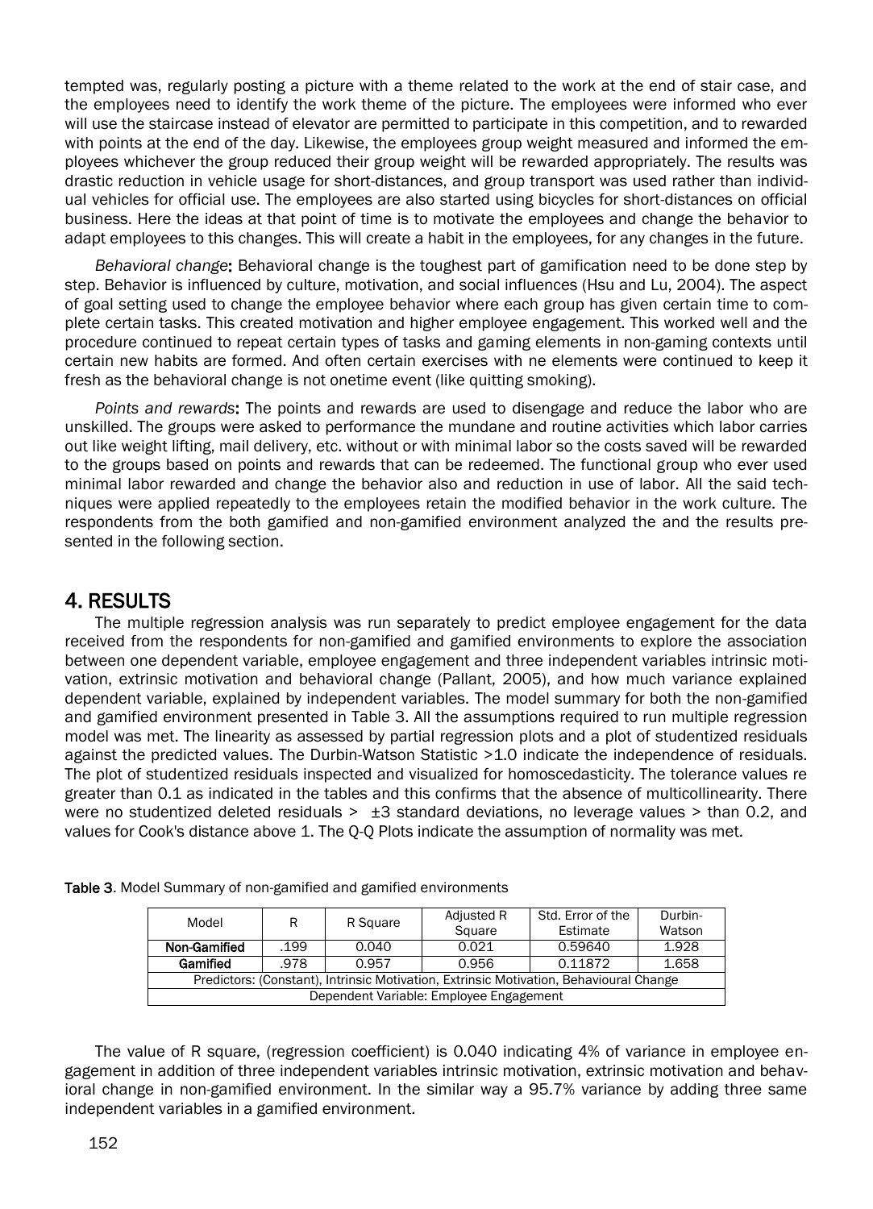tempted was, regularly posting a picture with a theme related to the work at the end of stair case, and the employees need to identify the work theme of the picture. The employees were informed who ever will use the staircase instead of elevator are permitted to participate in this competition, and to rewarded with points at the end of the day. Likewise, the employees group weight measured and informed the employees whichever the group reduced their group weight will be rewarded appropriately. The results was drastic reduction in vehicle usage for short-distances, and group transport was used rather than individual vehicles for official use. The employees are also started using bicycles for short-distances on official business. Here the ideas at that point of time is to motivate the employees and change the behavior to adapt employees to this changes. This will create a habit in the employees, for any changes in the future.

*Behavioral change*: Behavioral change is the toughest part of gamification need to be done step by step. Behavior is influenced by culture, motivation, and social influences (Hsu and Lu, 2004). The aspect of goal setting used to change the employee behavior where each group has given certain time to complete certain tasks. This created motivation and higher employee engagement. This worked well and the procedure continued to repeat certain types of tasks and gaming elements in non-gaming contexts until certain new habits are formed. And often certain exercises with ne elements were continued to keep it fresh as the behavioral change is not onetime event (like quitting smoking).

*Points and rewards*: The points and rewards are used to disengage and reduce the labor who are unskilled. The groups were asked to performance the mundane and routine activities which labor carries out like weight lifting, mail delivery, etc. without or with minimal labor so the costs saved will be rewarded to the groups based on points and rewards that can be redeemed. The functional group who ever used minimal labor rewarded and change the behavior also and reduction in use of labor. All the said techniques were applied repeatedly to the employees retain the modified behavior in the work culture. The respondents from the both gamified and non-gamified environment analyzed the and the results presented in the following section.

## 4. RESULTS

The multiple regression analysis was run separately to predict employee engagement for the data received from the respondents for non-gamified and gamified environments to explore the association between one dependent variable, employee engagement and three independent variables intrinsic motivation, extrinsic motivation and behavioral change (Pallant, 2005), and how much variance explained dependent variable, explained by independent variables. The model summary for both the non-gamified and gamified environment presented in Table 3. All the assumptions required to run multiple regression model was met. The linearity as assessed by partial regression plots and a plot of studentized residuals against the predicted values. The Durbin-Watson Statistic >1.0 indicate the independence of residuals. The plot of studentized residuals inspected and visualized for homoscedasticity. The tolerance values re greater than 0.1 as indicated in the tables and this confirms that the absence of multicollinearity. There were no studentized deleted residuals > ±3 standard deviations, no leverage values > than 0.2, and values for Cook's distance above 1. The Q-Q Plots indicate the assumption of normality was met.

**Table 3**. Model Summary of non-gamified and gamified environments

| Model | R | R Square | Adjusted R Square | Std. Error of the Estimate | Durbin-Watson |
|---|---|---|---|---|---|
| **Non-Gamified** | .199 | 0.040 | 0.021 | 0.59640 | 1.928 |
| **Gamified** | .978 | 0.957 | 0.956 | 0.11872 | 1.658 |
| Predictors: (Constant), Intrinsic Motivation, Extrinsic Motivation, Behavioural Change | | | | | |
| Dependent Variable: Employee Engagement | | | | | |

The value of R square, (regression coefficient) is 0.040 indicating 4% of variance in employee engagement in addition of three independent variables intrinsic motivation, extrinsic motivation and behavioral change in non-gamified environment. In the similar way a 95.7% variance by adding three same independent variables in a gamified environment.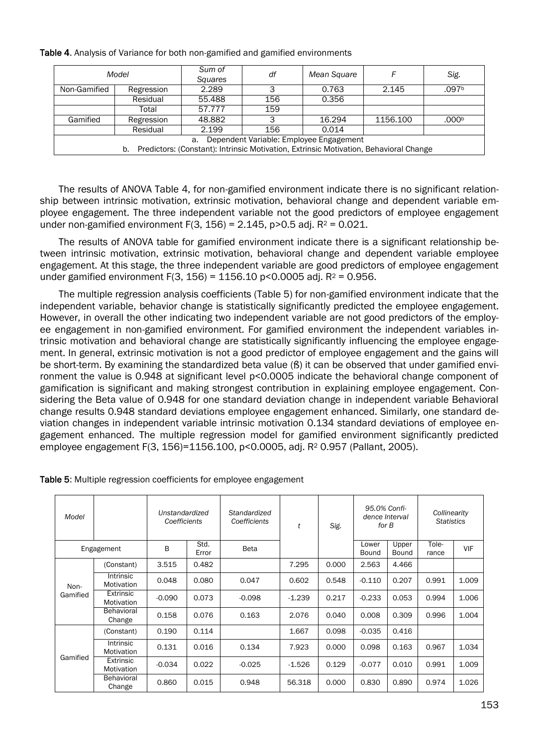**Table 4**. Analysis of Variance for both non-gamified and gamified environments

| Model | | Sum of Squares | df | Mean Square | F | Sig. |
|---|---|---|---|---|---|---|
| Non-Gamified | Regression | 2.289 | 3 | 0.763 | 2.145 | .097[b] |
| | Residual | 55.488 | 156 | 0.356 | | |
| | Total | 57.777 | 159 | | | |
| Gamified | Regression | 48.882 | 3 | 16.294 | 1156.100 | .000[b] |
| | Residual | 2.199 | 156 | 0.014 | | |

a. Dependent Variable: Employee Engagement
b. Predictors: (Constant): Intrinsic Motivation, Extrinsic Motivation, Behavioral Change

The results of ANOVA Table 4, for non-gamified environment indicate there is no significant relationship between intrinsic motivation, extrinsic motivation, behavioral change and dependent variable employee engagement. The three independent variable not the good predictors of employee engagement under non-gamified environment $F(3, 156) = 2.145$, $p>0.5$ adj. $R^2 = 0.021$.

The results of ANOVA table for gamified environment indicate there is a significant relationship between intrinsic motivation, extrinsic motivation, behavioral change and dependent variable employee engagement. At this stage, the three independent variable are good predictors of employee engagement under gamified environment $F(3, 156) = 1156.10$ $p<0.0005$ adj. $R^2 = 0.956$.

The multiple regression analysis coefficients (Table 5) for non-gamified environment indicate that the independent variable, behavior change is statistically significantly predicted the employee engagement. However, in overall the other indicating two independent variable are not good predictors of the employee engagement in non-gamified environment. For gamified environment the independent variables intrinsic motivation and behavioral change are statistically significantly influencing the employee engagement. In general, extrinsic motivation is not a good predictor of employee engagement and the gains will be short-term. By examining the standardized beta value (ß) it can be observed that under gamified environment the value is 0.948 at significant level $p<0.0005$ indicate the behavioral change component of gamification is significant and making strongest contribution in explaining employee engagement. Considering the Beta value of 0.948 for one standard deviation change in independent variable Behavioral change results 0.948 standard deviations employee engagement enhanced. Similarly, one standard deviation changes in independent variable intrinsic motivation 0.134 standard deviations of employee engagement enhanced. The multiple regression model for gamified environment significantly predicted employee engagement $F(3, 156)=1156.100$, $p<0.0005$, adj. $R^2$ 0.957 (Pallant, 2005).

**Table 5**: Multiple regression coefficients for employee engagement

| Model | | Unstandardized Coefficients | | Standardized Coefficients | t | Sig. | 95.0% Confidence Interval for B | | Collinearity Statistics | |
|---|---|---|---|---|---|---|---|---|---|---|
| Engagement | | B | Std. Error | Beta | | | Lower Bound | Upper Bound | Tolerance | VIF |
| Non-Gamified | (Constant) | 3.515 | 0.482 | | 7.295 | 0.000 | 2.563 | 4.466 | | |
| | Intrinsic Motivation | 0.048 | 0.080 | 0.047 | 0.602 | 0.548 | -0.110 | 0.207 | 0.991 | 1.009 |
| | Extrinsic Motivation | -0.090 | 0.073 | -0.098 | -1.239 | 0.217 | -0.233 | 0.053 | 0.994 | 1.006 |
| | Behavioral Change | 0.158 | 0.076 | 0.163 | 2.076 | 0.040 | 0.008 | 0.309 | 0.996 | 1.004 |
| Gamified | (Constant) | 0.190 | 0.114 | | 1.667 | 0.098 | -0.035 | 0.416 | | |
| | Intrinsic Motivation | 0.131 | 0.016 | 0.134 | 7.923 | 0.000 | 0.098 | 0.163 | 0.967 | 1.034 |
| | Extrinsic Motivation | -0.034 | 0.022 | -0.025 | -1.526 | 0.129 | -0.077 | 0.010 | 0.991 | 1.009 |
| | Behavioral Change | 0.860 | 0.015 | 0.948 | 56.318 | 0.000 | 0.830 | 0.890 | 0.974 | 1.026 |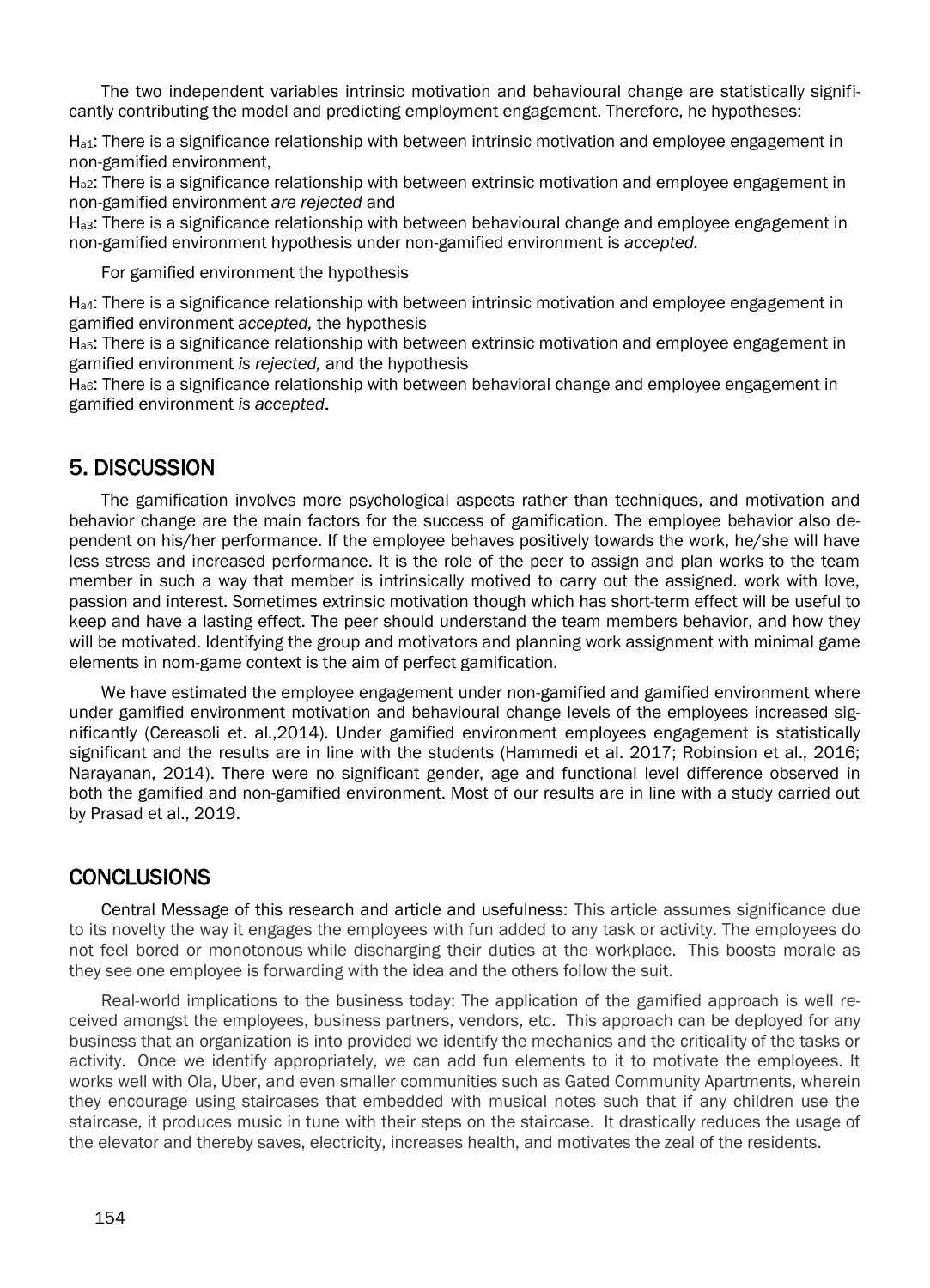The two independent variables intrinsic motivation and behavioural change are statistically significantly contributing the model and predicting employment engagement. Therefore, he hypotheses:

$H_{a1}$: There is a significance relationship with between intrinsic motivation and employee engagement in non-gamified environment,

$H_{a2}$: There is a significance relationship with between extrinsic motivation and employee engagement in non-gamified environment *are rejected* and

$H_{a3}$: There is a significance relationship with between behavioural change and employee engagement in non-gamified environment hypothesis under non-gamified environment is *accepted.*

For gamified environment the hypothesis

$H_{a4}$: There is a significance relationship with between intrinsic motivation and employee engagement in gamified environment *accepted,* the hypothesis

$H_{a5}$: There is a significance relationship with between extrinsic motivation and employee engagement in gamified environment *is rejected,* and the hypothesis

$H_{a6}$: There is a significance relationship with between behavioral change and employee engagement in gamified environment *is accepted*.

## 5. DISCUSSION

The gamification involves more psychological aspects rather than techniques, and motivation and behavior change are the main factors for the success of gamification. The employee behavior also dependent on his/her performance. If the employee behaves positively towards the work, he/she will have less stress and increased performance. It is the role of the peer to assign and plan works to the team member in such a way that member is intrinsically motived to carry out the assigned. work with love, passion and interest. Sometimes extrinsic motivation though which has short-term effect will be useful to keep and have a lasting effect. The peer should understand the team members behavior, and how they will be motivated. Identifying the group and motivators and planning work assignment with minimal game elements in nom-game context is the aim of perfect gamification.

We have estimated the employee engagement under non-gamified and gamified environment where under gamified environment motivation and behavioural change levels of the employees increased significantly (Cereasoli et. al.,2014). Under gamified environment employees engagement is statistically significant and the results are in line with the students (Hammedi et al. 2017; Robinsion et al., 2016; Narayanan, 2014). There were no significant gender, age and functional level difference observed in both the gamified and non-gamified environment. Most of our results are in line with a study carried out by Prasad et al., 2019.

## CONCLUSIONS

Central Message of this research and article and usefulness: This article assumes significance due to its novelty the way it engages the employees with fun added to any task or activity. The employees do not feel bored or monotonous while discharging their duties at the workplace. This boosts morale as they see one employee is forwarding with the idea and the others follow the suit.

Real-world implications to the business today: The application of the gamified approach is well received amongst the employees, business partners, vendors, etc. This approach can be deployed for any business that an organization is into provided we identify the mechanics and the criticality of the tasks or activity. Once we identify appropriately, we can add fun elements to it to motivate the employees. It works well with Ola, Uber, and even smaller communities such as Gated Community Apartments, wherein they encourage using staircases that embedded with musical notes such that if any children use the staircase, it produces music in tune with their steps on the staircase. It drastically reduces the usage of the elevator and thereby saves, electricity, increases health, and motivates the zeal of the residents.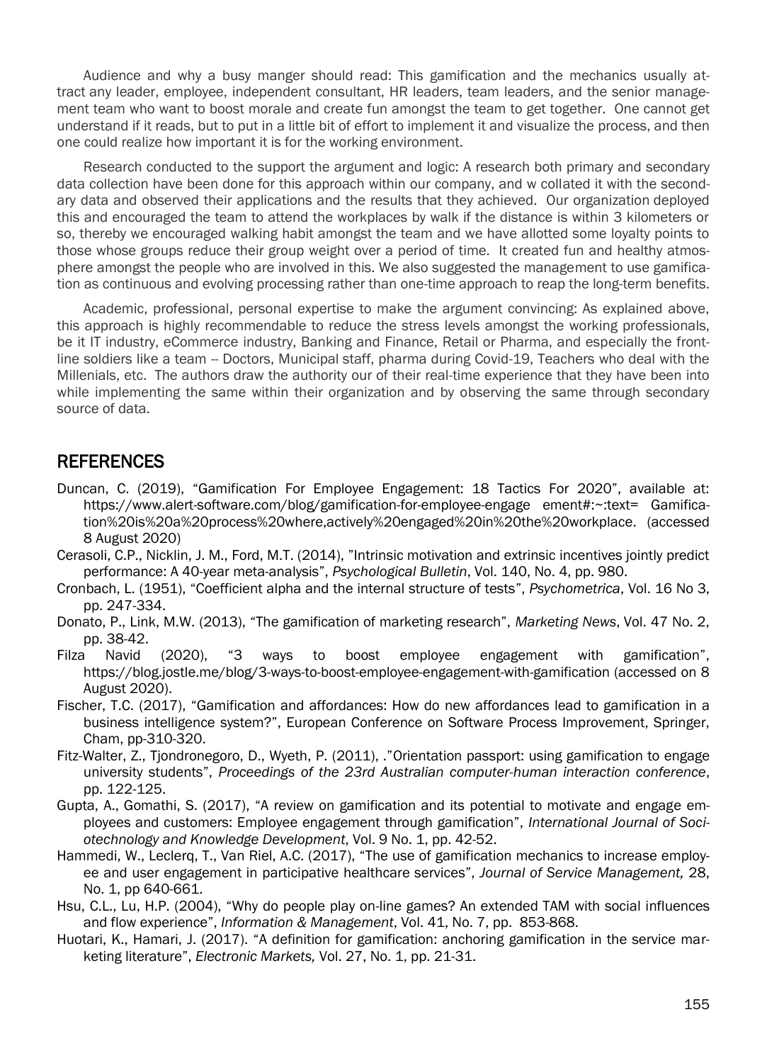Audience and why a busy manger should read: This gamification and the mechanics usually attract any leader, employee, independent consultant, HR leaders, team leaders, and the senior management team who want to boost morale and create fun amongst the team to get together. One cannot get understand if it reads, but to put in a little bit of effort to implement it and visualize the process, and then one could realize how important it is for the working environment.

Research conducted to the support the argument and logic: A research both primary and secondary data collection have been done for this approach within our company, and w collated it with the secondary data and observed their applications and the results that they achieved. Our organization deployed this and encouraged the team to attend the workplaces by walk if the distance is within 3 kilometers or so, thereby we encouraged walking habit amongst the team and we have allotted some loyalty points to those whose groups reduce their group weight over a period of time. It created fun and healthy atmosphere amongst the people who are involved in this. We also suggested the management to use gamification as continuous and evolving processing rather than one-time approach to reap the long-term benefits.

Academic, professional, personal expertise to make the argument convincing: As explained above, this approach is highly recommendable to reduce the stress levels amongst the working professionals, be it IT industry, eCommerce industry, Banking and Finance, Retail or Pharma, and especially the frontline soldiers like a team -- Doctors, Municipal staff, pharma during Covid-19, Teachers who deal with the Millenials, etc. The authors draw the authority our of their real-time experience that they have been into while implementing the same within their organization and by observing the same through secondary source of data.

## REFERENCES

Duncan, C. (2019), "Gamification For Employee Engagement: 18 Tactics For 2020", available at: https://www.alert-software.com/blog/gamification-for-employee-engage ement#:~:text= Gamification%20is%20a%20process%20where,actively%20engaged%20in%20the%20workplace. (accessed 8 August 2020)

Cerasoli, C.P., Nicklin, J. M., Ford, M.T. (2014), "Intrinsic motivation and extrinsic incentives jointly predict performance: A 40-year meta-analysis", *Psychological Bulletin*, Vol. 140, No. 4, pp. 980.

Cronbach, L. (1951), "Coefficient alpha and the internal structure of tests", *Psychometrica*, Vol. 16 No 3, pp. 247-334.

Donato, P., Link, M.W. (2013), "The gamification of marketing research", *Marketing News*, Vol. 47 No. 2, pp. 38-42.

Filza Navid (2020), "3 ways to boost employee engagement with gamification", https://blog.jostle.me/blog/3-ways-to-boost-employee-engagement-with-gamification (accessed on 8 August 2020).

Fischer, T.C. (2017), "Gamification and affordances: How do new affordances lead to gamification in a business intelligence system?", European Conference on Software Process Improvement, Springer, Cham, pp-310-320.

Fitz-Walter, Z., Tjondronegoro, D., Wyeth, P. (2011), ."Orientation passport: using gamification to engage university students", *Proceedings of the 23rd Australian computer-human interaction conference*, pp. 122-125.

Gupta, A., Gomathi, S. (2017), "A review on gamification and its potential to motivate and engage employees and customers: Employee engagement through gamification", *International Journal of Sociotechnology and Knowledge Development*, Vol. 9 No. 1, pp. 42-52.

Hammedi, W., Leclerq, T., Van Riel, A.C. (2017), "The use of gamification mechanics to increase employee and user engagement in participative healthcare services", *Journal of Service Management,* 28, No. 1, pp 640-661.

Hsu, C.L., Lu, H.P. (2004), "Why do people play on-line games? An extended TAM with social influences and flow experience", *Information & Management*, Vol. 41, No. 7, pp. 853-868.

Huotari, K., Hamari, J. (2017). "A definition for gamification: anchoring gamification in the service marketing literature", *Electronic Markets,* Vol. 27, No. 1, pp. 21-31.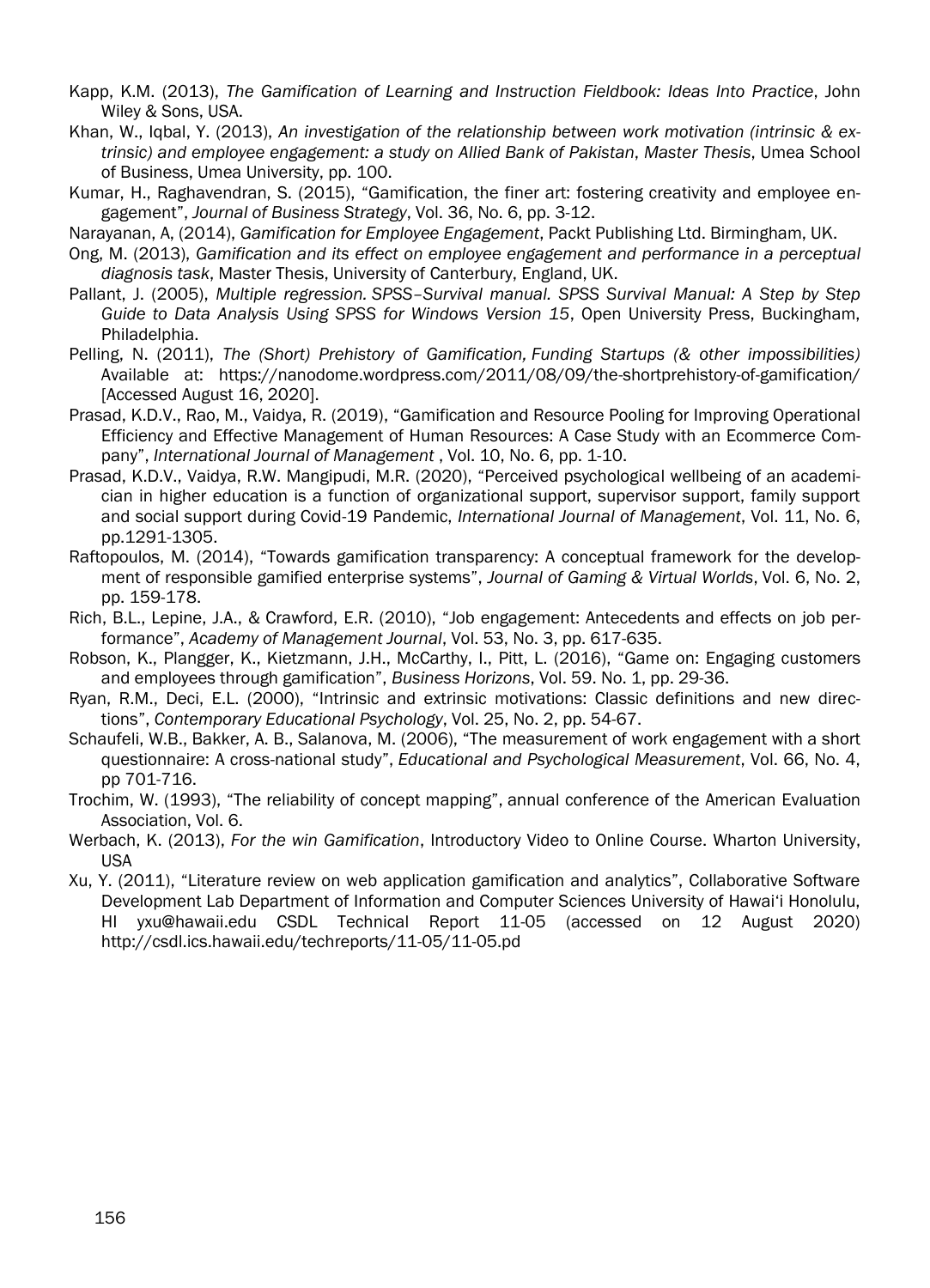Kapp, K.M. (2013), *The Gamification of Learning and Instruction Fieldbook: Ideas Into Practice*, John Wiley & Sons, USA.

Khan, W., Iqbal, Y. (2013), *An investigation of the relationship between work motivation (intrinsic & extrinsic) and employee engagement: a study on Allied Bank of Pakistan*, *Master Thesis*, Umea School of Business, Umea University, pp. 100.

Kumar, H., Raghavendran, S. (2015), "Gamification, the finer art: fostering creativity and employee engagement", *Journal of Business Strategy*, Vol. 36, No. 6, pp. 3-12.

Narayanan, A, (2014), *Gamification for Employee Engagement*, Packt Publishing Ltd. Birmingham, UK.

Ong, M. (2013), *Gamification and its effect on employee engagement and performance in a perceptual diagnosis task*, Master Thesis, University of Canterbury, England, UK.

Pallant, J. (2005), *Multiple regression. SPSS–Survival manual. SPSS Survival Manual: A Step by Step Guide to Data Analysis Using SPSS for Windows Version 15*, Open University Press, Buckingham, Philadelphia.

Pelling, N. (2011), *The (Short) Prehistory of Gamification, Funding Startups (& other impossibilities)* Available at: https://nanodome.wordpress.com/2011/08/09/the-shortprehistory-of-gamification/ [Accessed August 16, 2020].

Prasad, K.D.V., Rao, M., Vaidya, R. (2019), "Gamification and Resource Pooling for Improving Operational Efficiency and Effective Management of Human Resources: A Case Study with an Ecommerce Company", *International Journal of Management* , Vol. 10, No. 6, pp. 1-10.

Prasad, K.D.V., Vaidya, R.W. Mangipudi, M.R. (2020), "Perceived psychological wellbeing of an academician in higher education is a function of organizational support, supervisor support, family support and social support during Covid-19 Pandemic, *International Journal of Management*, Vol. 11, No. 6, pp.1291-1305.

Raftopoulos, M. (2014), "Towards gamification transparency: A conceptual framework for the development of responsible gamified enterprise systems", *Journal of Gaming & Virtual Worlds*, Vol. 6, No. 2, pp. 159-178.

Rich, B.L., Lepine, J.A., & Crawford, E.R. (2010), "Job engagement: Antecedents and effects on job performance", *Academy of Management Journal*, Vol. 53, No. 3, pp. 617-635.

Robson, K., Plangger, K., Kietzmann, J.H., McCarthy, I., Pitt, L. (2016), "Game on: Engaging customers and employees through gamification", *Business Horizons*, Vol. 59. No. 1, pp. 29-36.

Ryan, R.M., Deci, E.L. (2000), "Intrinsic and extrinsic motivations: Classic definitions and new directions", *Contemporary Educational Psychology*, Vol. 25, No. 2, pp. 54-67.

Schaufeli, W.B., Bakker, A. B., Salanova, M. (2006), "The measurement of work engagement with a short questionnaire: A cross-national study", *Educational and Psychological Measurement*, Vol. 66, No. 4, pp 701-716.

Trochim, W. (1993), "The reliability of concept mapping", annual conference of the American Evaluation Association, Vol. 6.

Werbach, K. (2013), *For the win Gamification*, Introductory Video to Online Course. Wharton University, USA

Xu, Y. (2011), "Literature review on web application gamification and analytics", Collaborative Software Development Lab Department of Information and Computer Sciences University of Hawai'i Honolulu, HI yxu@hawaii.edu CSDL Technical Report 11-05 (accessed on 12 August 2020) http://csdl.ics.hawaii.edu/techreports/11-05/11-05.pd